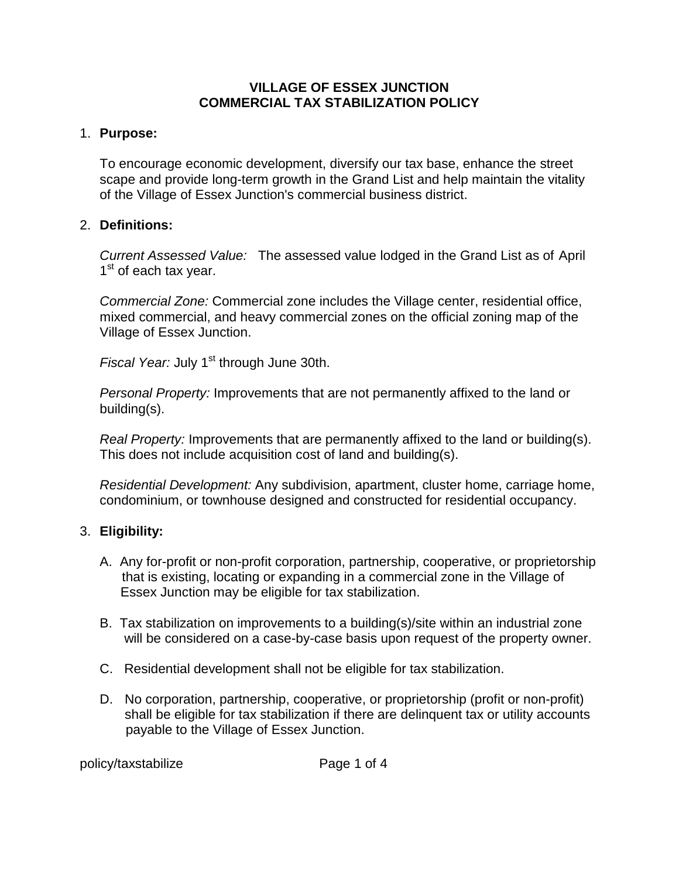# VILLAGE OF ESSEX JUNCTION
# COMMERCIAL TAX STABILIZATION POLICY

1. **Purpose:**

   To encourage economic development, diversify our tax base, enhance the street scape and provide long-term growth in the Grand List and help maintain the vitality of the Village of Essex Junction's commercial business district.

2. **Definitions:**

   *Current Assessed Value:* The assessed value lodged in the Grand List as of April 1st of each tax year.

   *Commercial Zone:* Commercial zone includes the Village center, residential office, mixed commercial, and heavy commercial zones on the official zoning map of the Village of Essex Junction.

   *Fiscal Year:* July 1st through June 30th.

   *Personal Property:* Improvements that are not permanently affixed to the land or building(s).

   *Real Property:* Improvements that are permanently affixed to the land or building(s). This does not include acquisition cost of land and building(s).

   *Residential Development:* Any subdivision, apartment, cluster home, carriage home, condominium, or townhouse designed and constructed for residential occupancy.

3. **Eligibility:**

   A. Any for-profit or non-profit corporation, partnership, cooperative, or proprietorship that is existing, locating or expanding in a commercial zone in the Village of Essex Junction may be eligible for tax stabilization.

   B. Tax stabilization on improvements to a building(s)/site within an industrial zone will be considered on a case-by-case basis upon request of the property owner.

   C. Residential development shall not be eligible for tax stabilization.

   D. No corporation, partnership, cooperative, or proprietorship (profit or non-profit) shall be eligible for tax stabilization if there are delinquent tax or utility accounts payable to the Village of Essex Junction.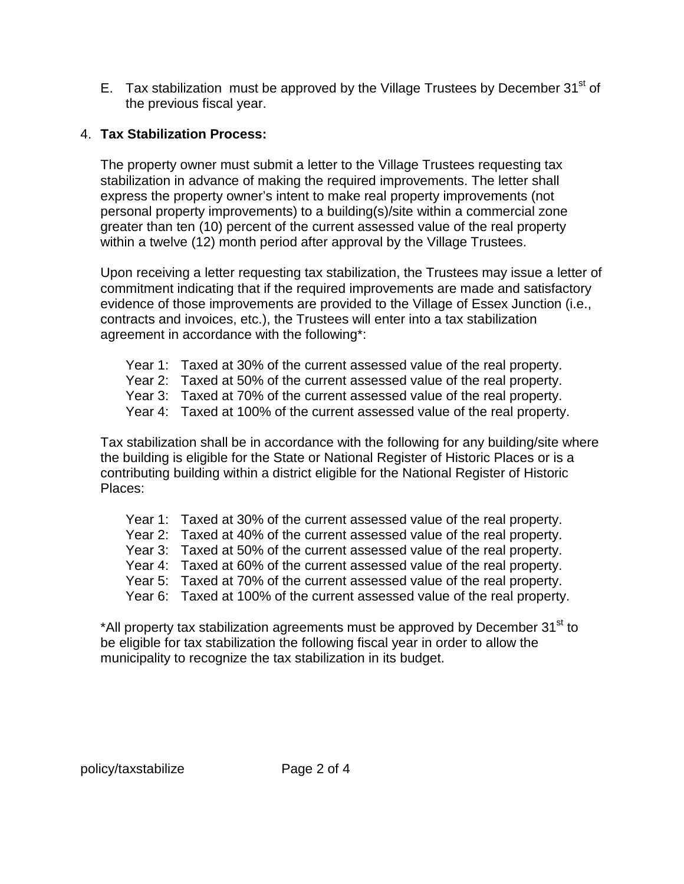E. Tax stabilization must be approved by the Village Trustees by December 31st of the previous fiscal year.

4. **Tax Stabilization Process:**

The property owner must submit a letter to the Village Trustees requesting tax stabilization in advance of making the required improvements. The letter shall express the property owner's intent to make real property improvements (not personal property improvements) to a building(s)/site within a commercial zone greater than ten (10) percent of the current assessed value of the real property within a twelve (12) month period after approval by the Village Trustees.

Upon receiving a letter requesting tax stabilization, the Trustees may issue a letter of commitment indicating that if the required improvements are made and satisfactory evidence of those improvements are provided to the Village of Essex Junction (i.e., contracts and invoices, etc.), the Trustees will enter into a tax stabilization agreement in accordance with the following*:

Year 1: Taxed at 30% of the current assessed value of the real property.
Year 2: Taxed at 50% of the current assessed value of the real property.
Year 3: Taxed at 70% of the current assessed value of the real property.
Year 4: Taxed at 100% of the current assessed value of the real property.

Tax stabilization shall be in accordance with the following for any building/site where the building is eligible for the State or National Register of Historic Places or is a contributing building within a district eligible for the National Register of Historic Places:

Year 1: Taxed at 30% of the current assessed value of the real property.
Year 2: Taxed at 40% of the current assessed value of the real property.
Year 3: Taxed at 50% of the current assessed value of the real property.
Year 4: Taxed at 60% of the current assessed value of the real property.
Year 5: Taxed at 70% of the current assessed value of the real property.
Year 6: Taxed at 100% of the current assessed value of the real property.

*All property tax stabilization agreements must be approved by December 31st to be eligible for tax stabilization the following fiscal year in order to allow the municipality to recognize the tax stabilization in its budget.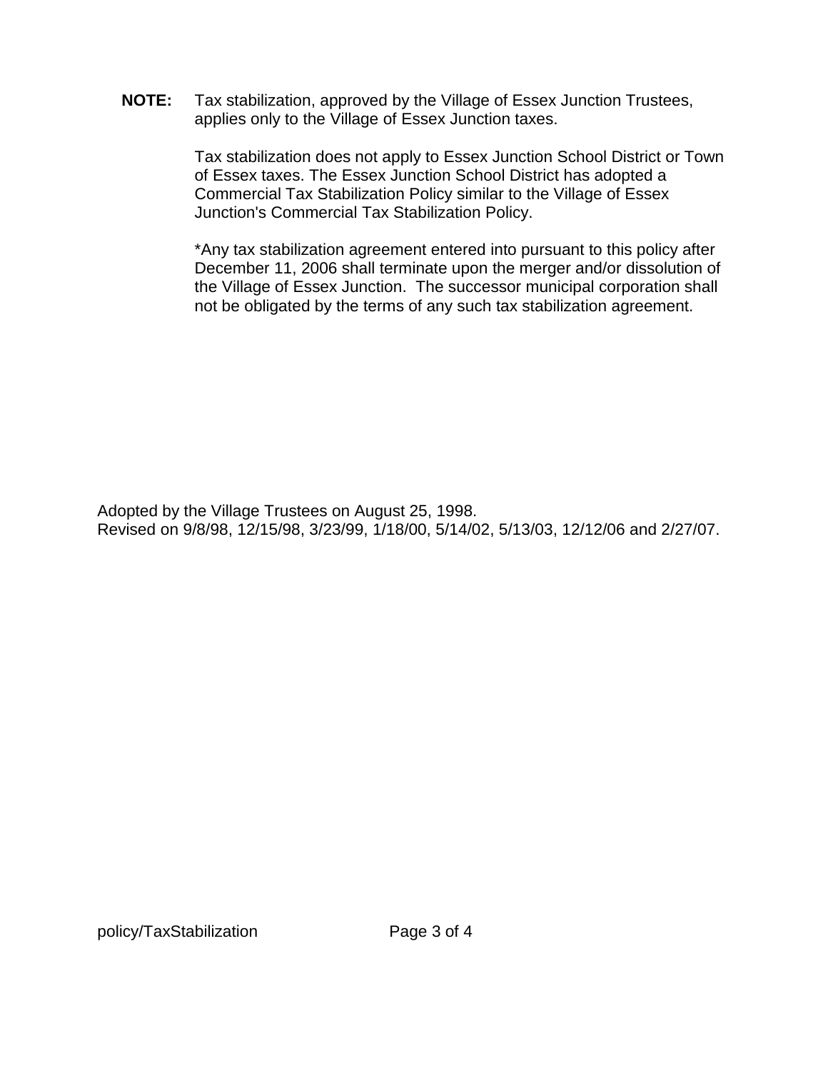**NOTE:** Tax stabilization, approved by the Village of Essex Junction Trustees, applies only to the Village of Essex Junction taxes.

Tax stabilization does not apply to Essex Junction School District or Town of Essex taxes. The Essex Junction School District has adopted a Commercial Tax Stabilization Policy similar to the Village of Essex Junction's Commercial Tax Stabilization Policy.

*Any tax stabilization agreement entered into pursuant to this policy after December 11, 2006 shall terminate upon the merger and/or dissolution of the Village of Essex Junction. The successor municipal corporation shall not be obligated by the terms of any such tax stabilization agreement.

Adopted by the Village Trustees on August 25, 1998.
Revised on 9/8/98, 12/15/98, 3/23/99, 1/18/00, 5/14/02, 5/13/03, 12/12/06 and 2/27/07.

policy/TaxStabilization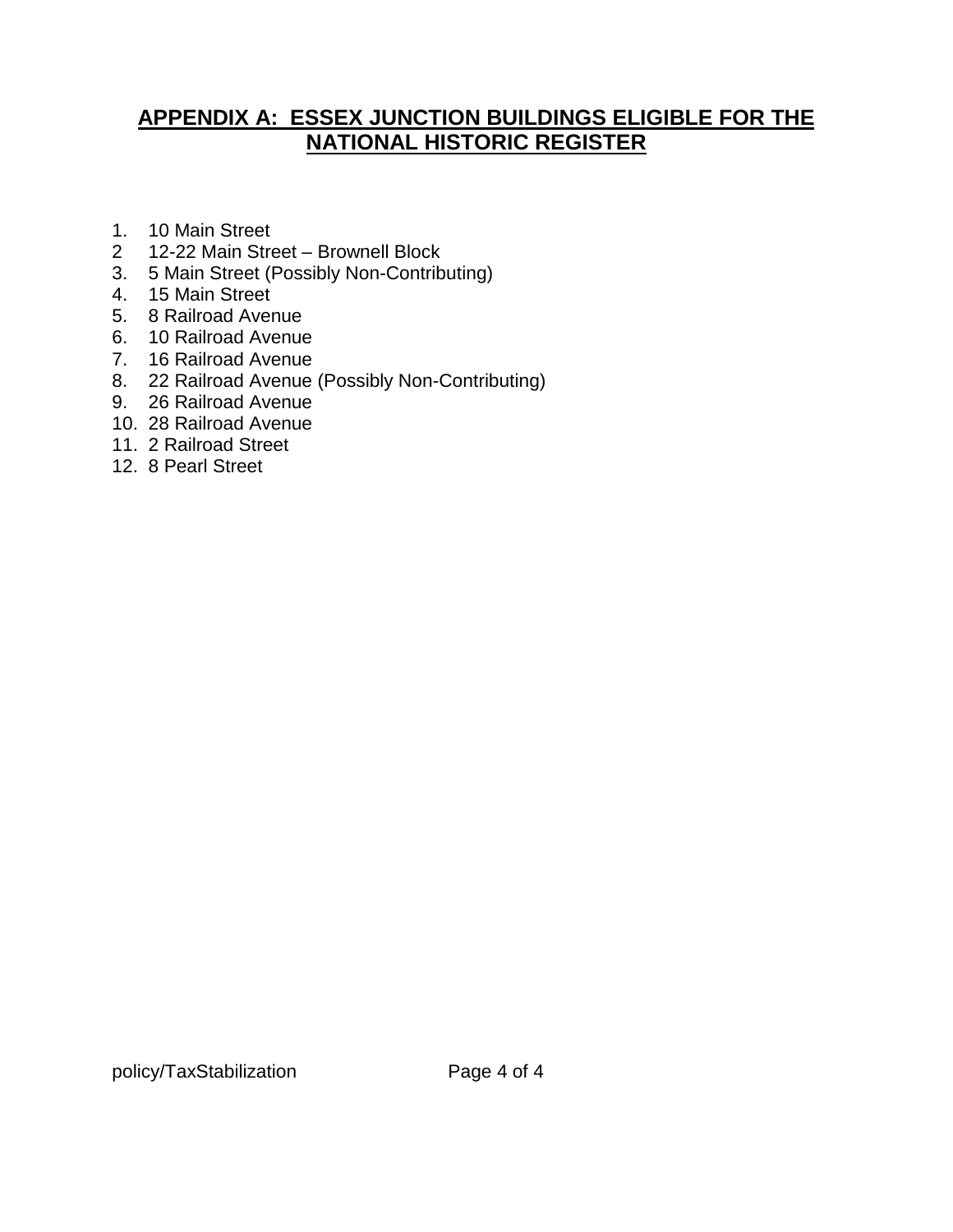## APPENDIX A: ESSEX JUNCTION BUILDINGS ELIGIBLE FOR THE NATIONAL HISTORIC REGISTER

1. 10 Main Street
2. 12-22 Main Street – Brownell Block
3. 5 Main Street (Possibly Non-Contributing)
4. 15 Main Street
5. 8 Railroad Avenue
6. 10 Railroad Avenue
7. 16 Railroad Avenue
8. 22 Railroad Avenue (Possibly Non-Contributing)
9. 26 Railroad Avenue
10. 28 Railroad Avenue
11. 2 Railroad Street
12. 8 Pearl Street